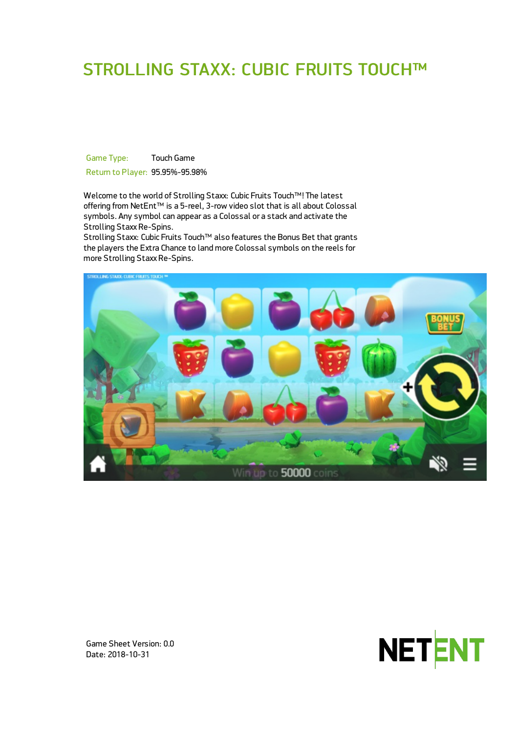# STROLLING STAXX: CUBIC FRUITS TOUCH™

| Game Type: | Touch Game |
| --- | --- |
| Return to Player: | 95.95%-95.98% |

Welcome to the world of Strolling Staxx: Cubic Fruits Touch™! The latest offering from NetEnt™ is a 5-reel, 3-row video slot that is all about Colossal symbols. Any symbol can appear as a Colossal or a stack and activate the Strolling Staxx Re-Spins.

Strolling Staxx: Cubic Fruits Touch™ also features the Bonus Bet that grants the players the Extra Chance to land more Colossal symbols on the reels for more Strolling Staxx Re-Spins.

Game Sheet Version: 0.0
Date: 2018-10-31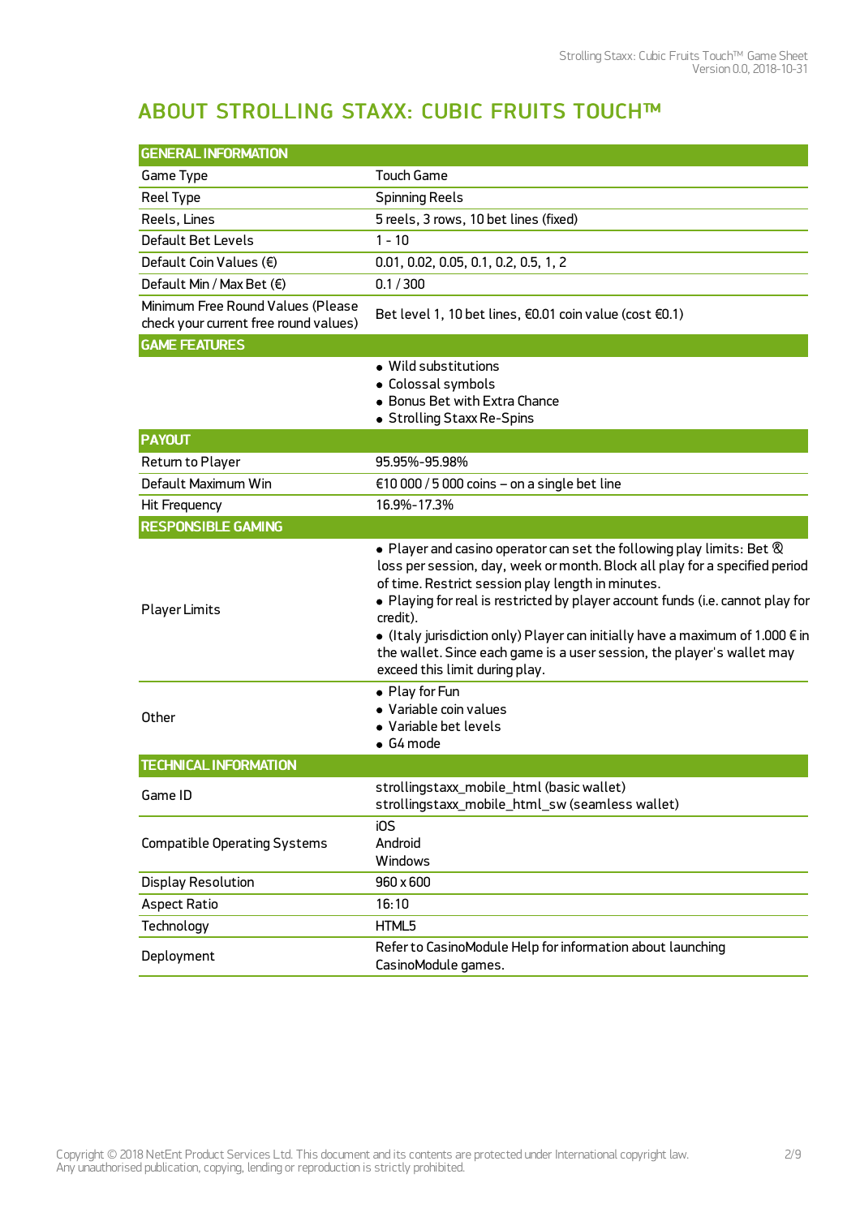# ABOUT STROLLING STAXX: CUBIC FRUITS TOUCH™

| GENERAL INFORMATION | |
|---|---|
| Game Type | Touch Game |
| Reel Type | Spinning Reels |
| Reels, Lines | 5 reels, 3 rows, 10 bet lines (fixed) |
| Default Bet Levels | 1 - 10 |
| Default Coin Values (€) | 0.01, 0.02, 0.05, 0.1, 0.2, 0.5, 1, 2 |
| Default Min / Max Bet (€) | 0.1 / 300 |
| Minimum Free Round Values (Please check your current free round values) | Bet level 1, 10 bet lines, €0.01 coin value (cost €0.1) |
| **GAME FEATURES** | |
| | • Wild substitutions<br>• Colossal symbols<br>• Bonus Bet with Extra Chance<br>• Strolling Staxx Re-Spins |
| **PAYOUT** | |
| Return to Player | 95.95%-95.98% |
| Default Maximum Win | €10 000 / 5 000 coins – on a single bet line |
| Hit Frequency | 16.9%-17.3% |
| **RESPONSIBLE GAMING** | |
| Player Limits | • Player and casino operator can set the following play limits: Bet & loss per session, day, week or month. Block all play for a specified period of time. Restrict session play length in minutes.<br>• Playing for real is restricted by player account funds (i.e. cannot play for credit).<br>• (Italy jurisdiction only) Player can initially have a maximum of 1.000 € in the wallet. Since each game is a user session, the player's wallet may exceed this limit during play. |
| Other | • Play for Fun<br>• Variable coin values<br>• Variable bet levels<br>• G4 mode |
| **TECHNICAL INFORMATION** | |
| Game ID | strollingstaxx_mobile_html (basic wallet)<br>strollingstaxx_mobile_html_sw (seamless wallet) |
| Compatible Operating Systems | iOS<br>Android<br>Windows |
| Display Resolution | 960 x 600 |
| Aspect Ratio | 16:10 |
| Technology | HTML5 |
| Deployment | Refer to CasinoModule Help for information about launching CasinoModule games. |

Copyright © 2018 NetEnt Product Services Ltd. This document and its contents are protected under International copyright law. Any unauthorised publication, copying, lending or reproduction is strictly prohibited.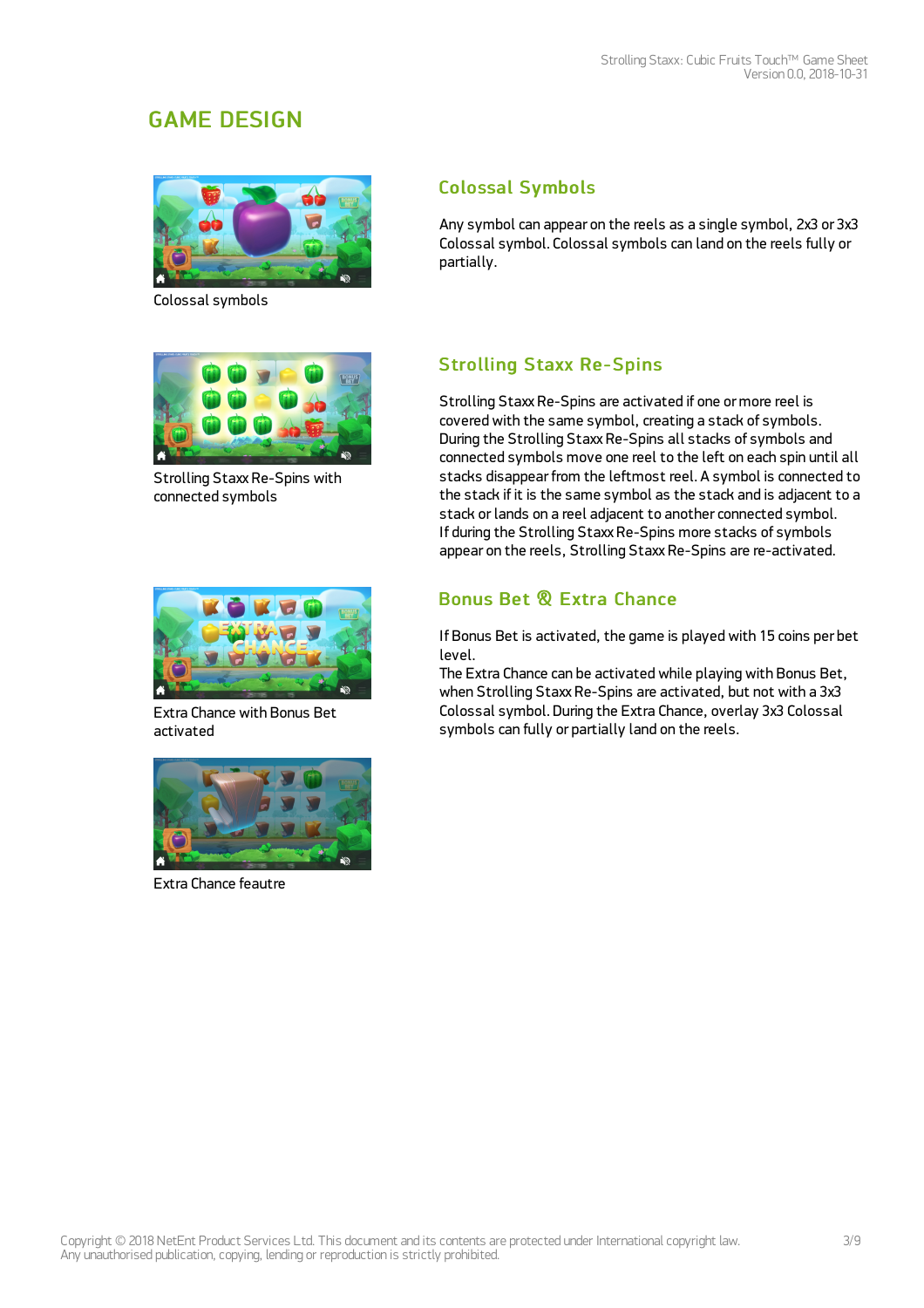# GAME DESIGN

Colossal symbols

## Colossal Symbols

Any symbol can appear on the reels as a single symbol, 2x3 or 3x3 Colossal symbol. Colossal symbols can land on the reels fully or partially.

Strolling Staxx Re-Spins with connected symbols

## Strolling Staxx Re-Spins

Strolling Staxx Re-Spins are activated if one or more reel is covered with the same symbol, creating a stack of symbols. During the Strolling Staxx Re-Spins all stacks of symbols and connected symbols move one reel to the left on each spin until all stacks disappear from the leftmost reel. A symbol is connected to the stack if it is the same symbol as the stack and is adjacent to a stack or lands on a reel adjacent to another connected symbol. If during the Strolling Staxx Re-Spins more stacks of symbols appear on the reels, Strolling Staxx Re-Spins are re-activated.

Extra Chance with Bonus Bet activated

## Bonus Bet & Extra Chance

If Bonus Bet is activated, the game is played with 15 coins per bet level.
The Extra Chance can be activated while playing with Bonus Bet, when Strolling Staxx Re-Spins are activated, but not with a 3x3 Colossal symbol. During the Extra Chance, overlay 3x3 Colossal symbols can fully or partially land on the reels.

Extra Chance feautre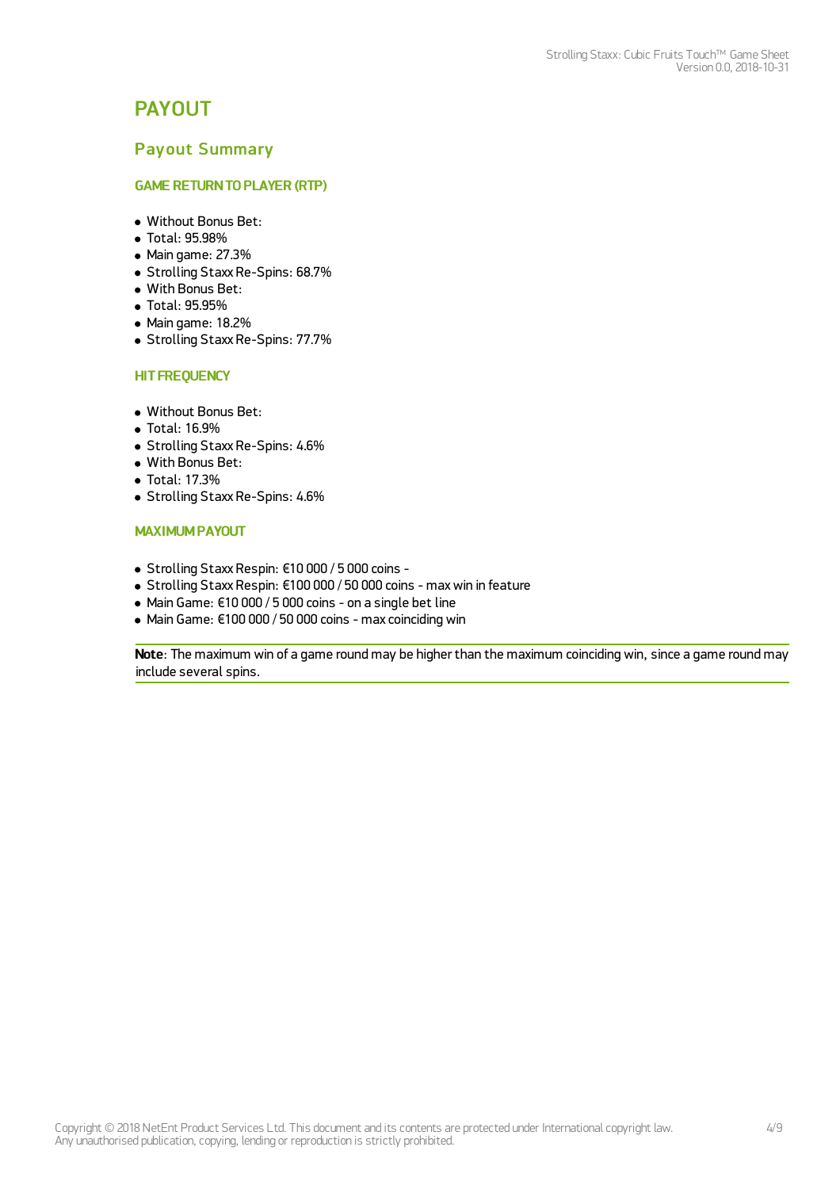# PAYOUT

## Payout Summary

### GAME RETURN TO PLAYER (RTP)

- Without Bonus Bet:
- Total: 95.98%
- Main game: 27.3%
- Strolling Staxx Re-Spins: 68.7%
- With Bonus Bet:
- Total: 95.95%
- Main game: 18.2%
- Strolling Staxx Re-Spins: 77.7%

### HIT FREQUENCY

- Without Bonus Bet:
- Total: 16.9%
- Strolling Staxx Re-Spins: 4.6%
- With Bonus Bet:
- Total: 17.3%
- Strolling Staxx Re-Spins: 4.6%

### MAXIMUM PAYOUT

- Strolling Staxx Respin: €10 000 / 5 000 coins -
- Strolling Staxx Respin: €100 000 / 50 000 coins - max win in feature
- Main Game: €10 000 / 5 000 coins - on a single bet line
- Main Game: €100 000 / 50 000 coins - max coinciding win

**Note**: The maximum win of a game round may be higher than the maximum coinciding win, since a game round may include several spins.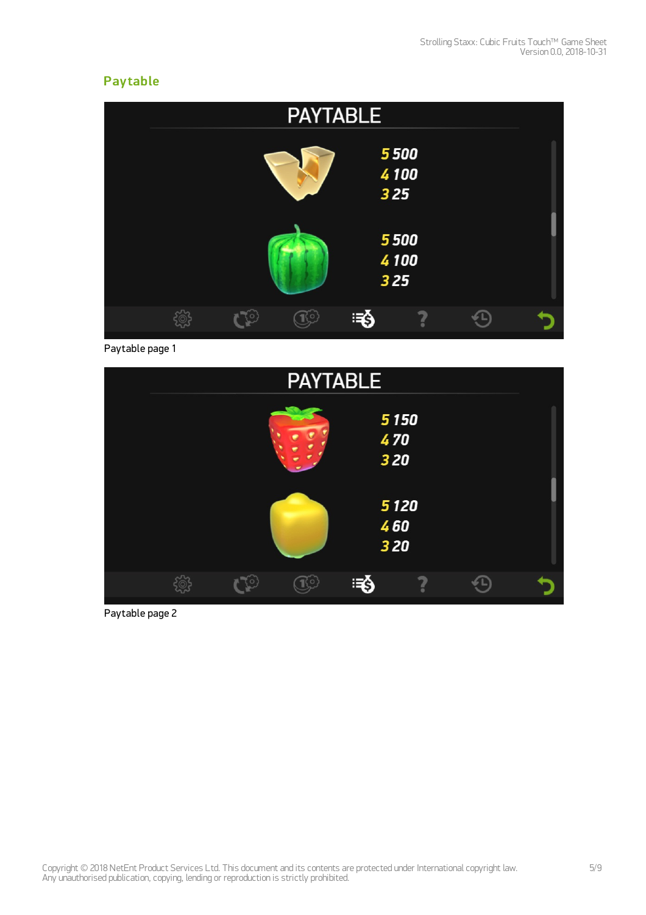## Paytable

PAYTABLE

5 500
4 100
3 25

5 500
4 100
3 25

Paytable page 1

PAYTABLE

5 150
4 70
3 20

5 120
4 60
3 20

Paytable page 2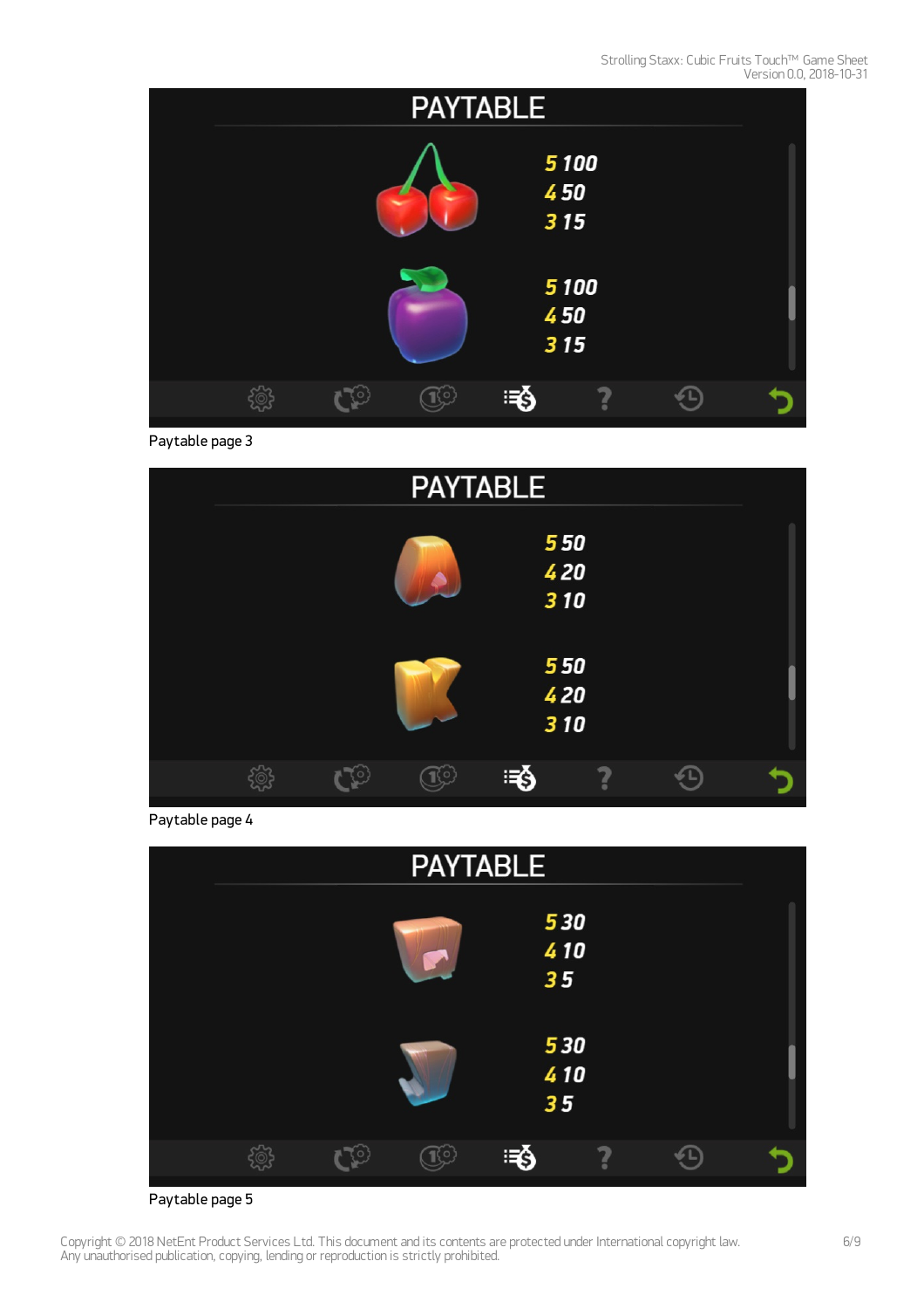PAYTABLE

5 100
4 50
3 15

5 100
4 50
3 15

Paytable page 3

PAYTABLE

5 50
4 20
3 10

5 50
4 20
3 10

Paytable page 4

PAYTABLE

5 30
4 10
3 5

5 30
4 10
3 5

Paytable page 5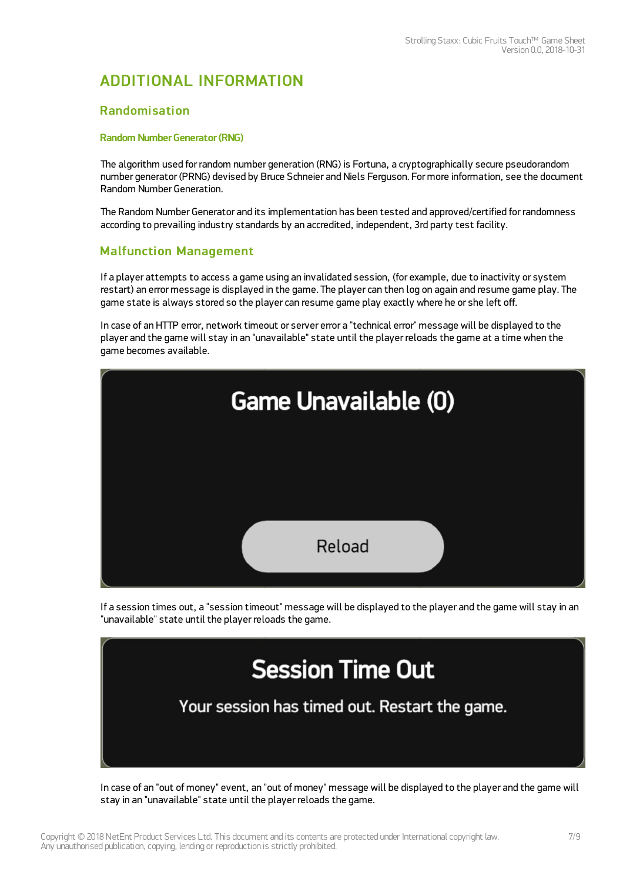# ADDITIONAL INFORMATION

## Randomisation

### Random Number Generator (RNG)

The algorithm used for random number generation (RNG) is Fortuna, a cryptographically secure pseudorandom number generator (PRNG) devised by Bruce Schneier and Niels Ferguson. For more information, see the document Random Number Generation.

The Random Number Generator and its implementation has been tested and approved/certified for randomness according to prevailing industry standards by an accredited, independent, 3rd party test facility.

## Malfunction Management

If a player attempts to access a game using an invalidated session, (for example, due to inactivity or system restart) an error message is displayed in the game. The player can then log on again and resume game play. The game state is always stored so the player can resume game play exactly where he or she left off.

In case of an HTTP error, network timeout or server error a "technical error" message will be displayed to the player and the game will stay in an "unavailable" state until the player reloads the game at a time when the game becomes available.

Game Unavailable (0)

Reload

If a session times out, a "session timeout" message will be displayed to the player and the game will stay in an "unavailable" state until the player reloads the game.

Session Time Out

Your session has timed out. Restart the game.

In case of an "out of money" event, an "out of money" message will be displayed to the player and the game will stay in an "unavailable" state until the player reloads the game.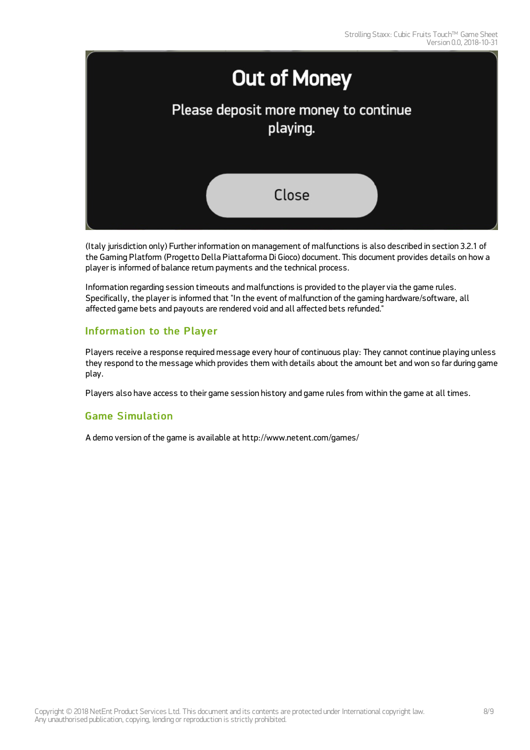(Italy jurisdiction only) Further information on management of malfunctions is also described in section 3.2.1 of the Gaming Platform (Progetto Della Piattaforma Di Gioco) document. This document provides details on how a player is informed of balance return payments and the technical process.

Information regarding session timeouts and malfunctions is provided to the player via the game rules. Specifically, the player is informed that "In the event of malfunction of the gaming hardware/software, all affected game bets and payouts are rendered void and all affected bets refunded."

## Information to the Player

Players receive a response required message every hour of continuous play: They cannot continue playing unless they respond to the message which provides them with details about the amount bet and won so far during game play.

Players also have access to their game session history and game rules from within the game at all times.

## Game Simulation

A demo version of the game is available at http://www.netent.com/games/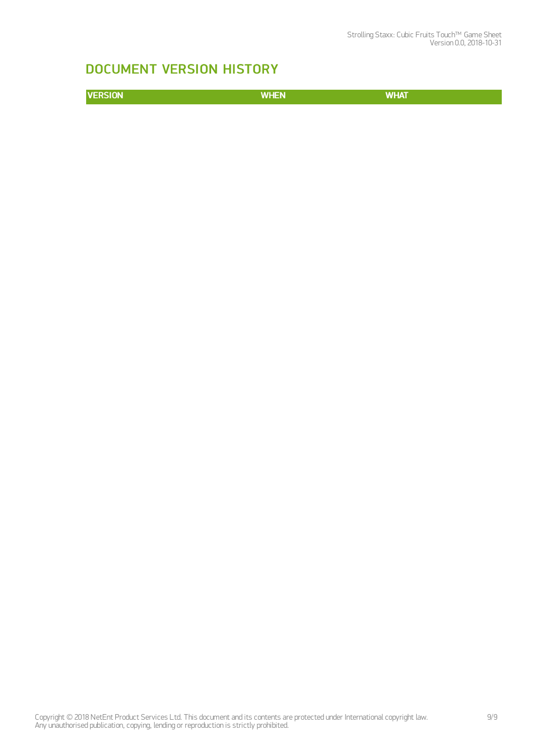## DOCUMENT VERSION HISTORY

| VERSION | WHEN | WHAT |
| --- | --- | --- |